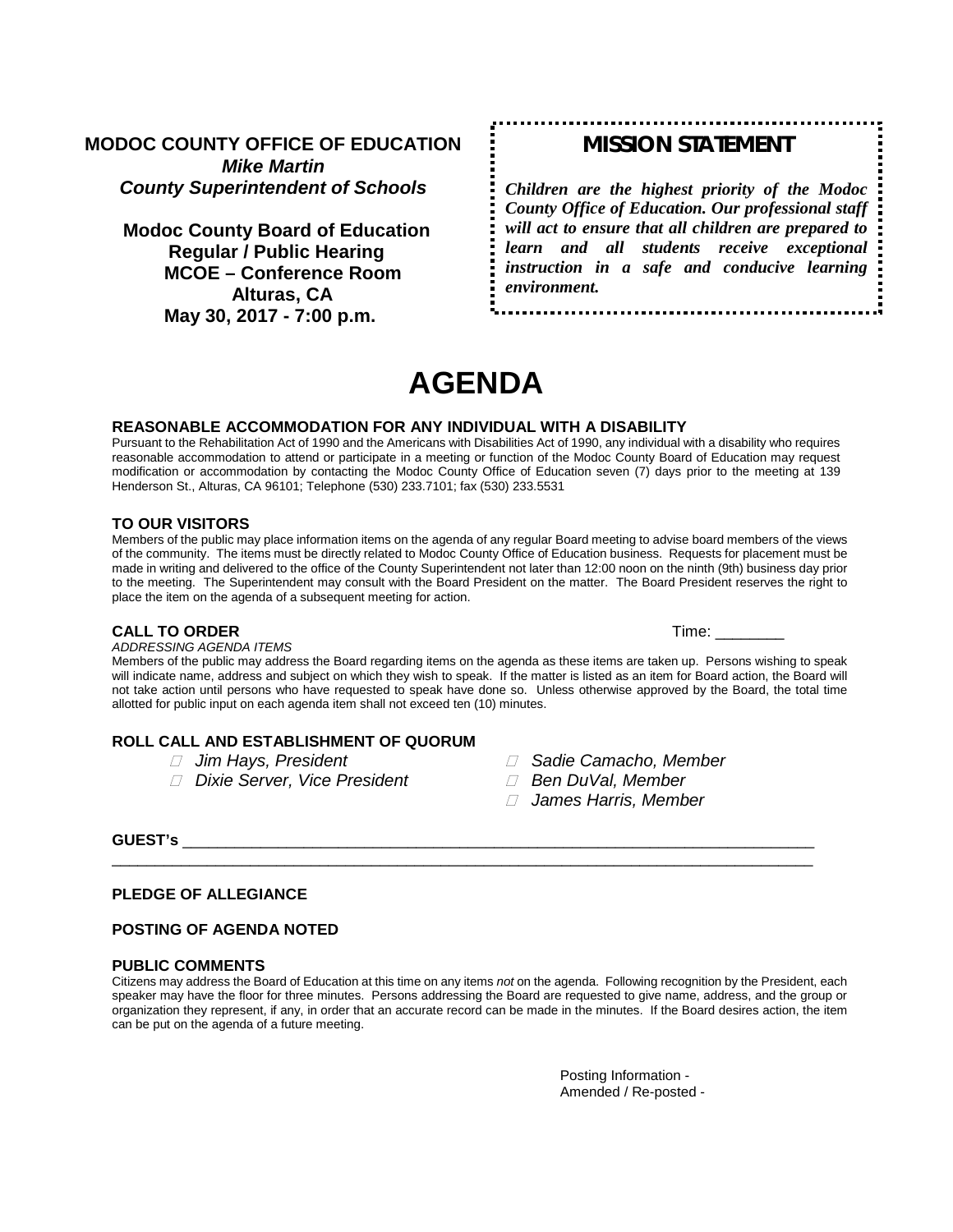**MODOC COUNTY OFFICE OF EDUCATION**
***Mike Martin***
***County Superintendent of Schools***

**Modoc County Board of Education**
**Regular / Public Hearing**
**MCOE – Conference Room**
**Alturas, CA**
**May 30, 2017 - 7:00 p.m.**

## MISSION STATEMENT

***Children are the highest priority of the Modoc County Office of Education. Our professional staff will act to ensure that all children are prepared to learn and all students receive exceptional instruction in a safe and conducive learning environment.***

# AGENDA

### REASONABLE ACCOMMODATION FOR ANY INDIVIDUAL WITH A DISABILITY

Pursuant to the Rehabilitation Act of 1990 and the Americans with Disabilities Act of 1990, any individual with a disability who requires reasonable accommodation to attend or participate in a meeting or function of the Modoc County Board of Education may request modification or accommodation by contacting the Modoc County Office of Education seven (7) days prior to the meeting at 139 Henderson St., Alturas, CA 96101; Telephone (530) 233.7101; fax (530) 233.5531

### TO OUR VISITORS

Members of the public may place information items on the agenda of any regular Board meeting to advise board members of the views of the community. The items must be directly related to Modoc County Office of Education business. Requests for placement must be made in writing and delivered to the office of the County Superintendent not later than 12:00 noon on the ninth (9th) business day prior to the meeting. The Superintendent may consult with the Board President on the matter. The Board President reserves the right to place the item on the agenda of a subsequent meeting for action.

### CALL TO ORDER

Time: ________

*ADDRESSING AGENDA ITEMS*

Members of the public may address the Board regarding items on the agenda as these items are taken up. Persons wishing to speak will indicate name, address and subject on which they wish to speak. If the matter is listed as an item for Board action, the Board will not take action until persons who have requested to speak have done so. Unless otherwise approved by the Board, the total time allotted for public input on each agenda item shall not exceed ten (10) minutes.

### ROLL CALL AND ESTABLISHMENT OF QUORUM

- *Jim Hays, President*
- *Dixie Server, Vice President*
- *Sadie Camacho, Member*
- *Ben DuVal, Member*
- *James Harris, Member*

**GUEST's** ______________________________________________________________________________
______________________________________________________________________________________

### PLEDGE OF ALLEGIANCE

### POSTING OF AGENDA NOTED

### PUBLIC COMMENTS

Citizens may address the Board of Education at this time on any items *not* on the agenda. Following recognition by the President, each speaker may have the floor for three minutes. Persons addressing the Board are requested to give name, address, and the group or organization they represent, if any, in order that an accurate record can be made in the minutes. If the Board desires action, the item can be put on the agenda of a future meeting.

Posting Information -
Amended / Re-posted -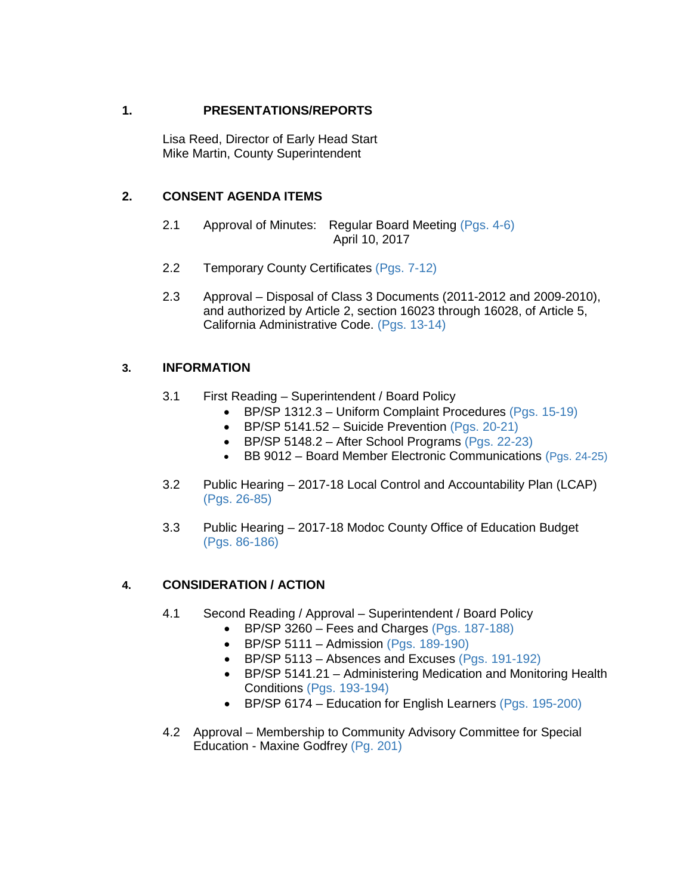## 1. PRESENTATIONS/REPORTS

Lisa Reed, Director of Early Head Start
Mike Martin, County Superintendent

## 2. CONSENT AGENDA ITEMS

2.1 Approval of Minutes: Regular Board Meeting (Pgs. 4-6)
April 10, 2017

2.2 Temporary County Certificates (Pgs. 7-12)

2.3 Approval – Disposal of Class 3 Documents (2011-2012 and 2009-2010), and authorized by Article 2, section 16023 through 16028, of Article 5, California Administrative Code. (Pgs. 13-14)

## 3. INFORMATION

3.1 First Reading – Superintendent / Board Policy

- BP/SP 1312.3 – Uniform Complaint Procedures (Pgs. 15-19)
- BP/SP 5141.52 – Suicide Prevention (Pgs. 20-21)
- BP/SP 5148.2 – After School Programs (Pgs. 22-23)
- BB 9012 – Board Member Electronic Communications (Pgs. 24-25)

3.2 Public Hearing – 2017-18 Local Control and Accountability Plan (LCAP) (Pgs. 26-85)

3.3 Public Hearing – 2017-18 Modoc County Office of Education Budget (Pgs. 86-186)

## 4. CONSIDERATION / ACTION

4.1 Second Reading / Approval – Superintendent / Board Policy

- BP/SP 3260 – Fees and Charges (Pgs. 187-188)
- BP/SP 5111 – Admission (Pgs. 189-190)
- BP/SP 5113 – Absences and Excuses (Pgs. 191-192)
- BP/SP 5141.21 – Administering Medication and Monitoring Health Conditions (Pgs. 193-194)
- BP/SP 6174 – Education for English Learners (Pgs. 195-200)

4.2 Approval – Membership to Community Advisory Committee for Special Education - Maxine Godfrey (Pg. 201)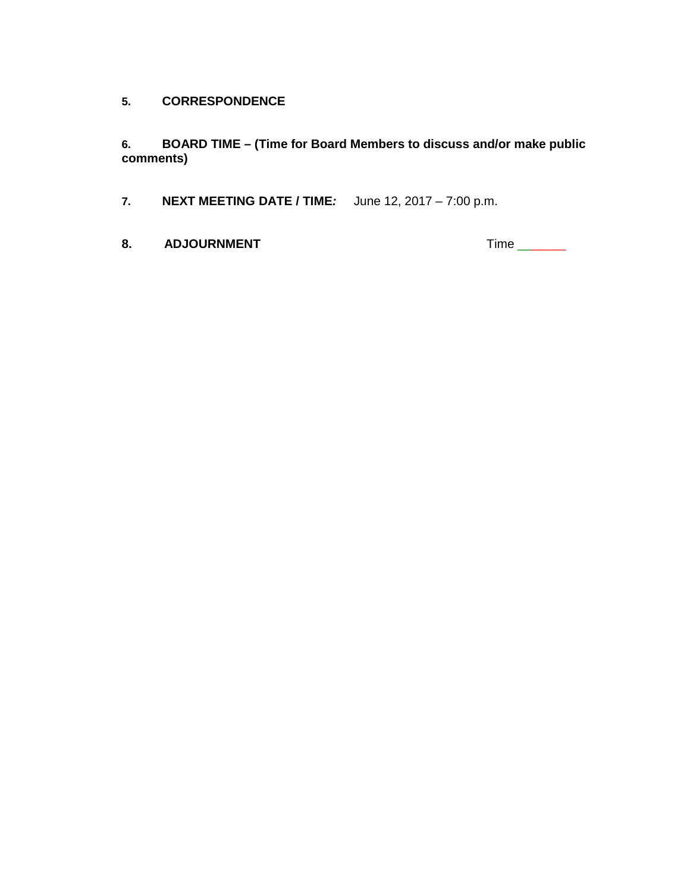**5. CORRESPONDENCE**

**6. BOARD TIME – (Time for Board Members to discuss and/or make public comments)**

**7. NEXT MEETING DATE / TIME*:*** June 12, 2017 – 7:00 p.m.

**8. ADJOURNMENT** Time _______